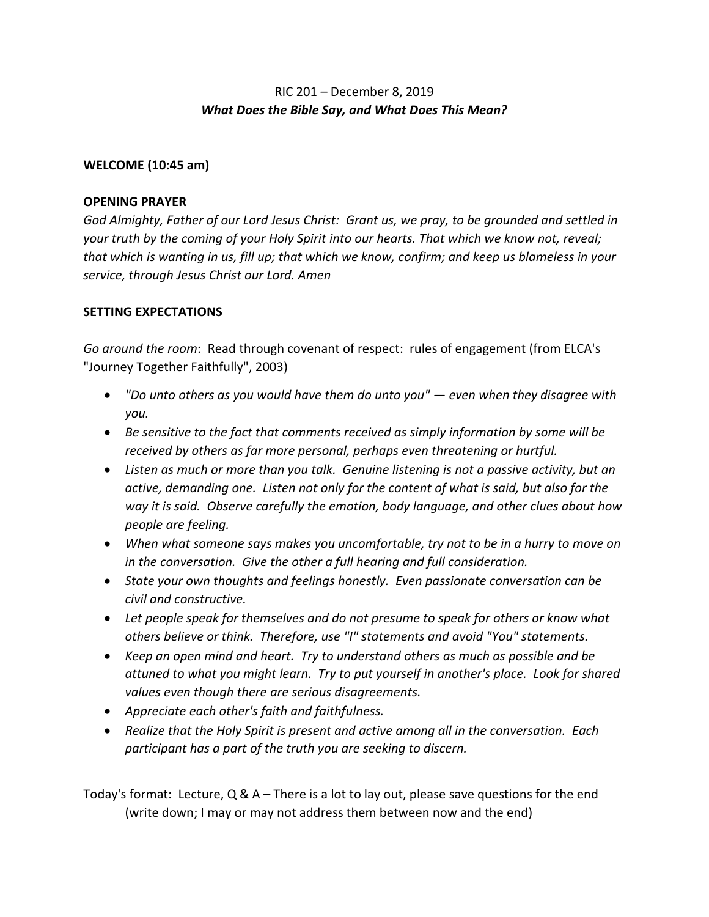# RIC 201 – December 8, 2019

## *What Does the Bible Say, and What Does This Mean?*

**WELCOME (10:45 am)**

**OPENING PRAYER**

*God Almighty, Father of our Lord Jesus Christ: Grant us, we pray, to be grounded and settled in your truth by the coming of your Holy Spirit into our hearts. That which we know not, reveal; that which is wanting in us, fill up; that which we know, confirm; and keep us blameless in your service, through Jesus Christ our Lord. Amen*

**SETTING EXPECTATIONS**

*Go around the room*: Read through covenant of respect: rules of engagement (from ELCA's "Journey Together Faithfully", 2003)

- *"Do unto others as you would have them do unto you" — even when they disagree with you.*
- *Be sensitive to the fact that comments received as simply information by some will be received by others as far more personal, perhaps even threatening or hurtful.*
- *Listen as much or more than you talk. Genuine listening is not a passive activity, but an active, demanding one. Listen not only for the content of what is said, but also for the way it is said. Observe carefully the emotion, body language, and other clues about how people are feeling.*
- *When what someone says makes you uncomfortable, try not to be in a hurry to move on in the conversation. Give the other a full hearing and full consideration.*
- *State your own thoughts and feelings honestly. Even passionate conversation can be civil and constructive.*
- *Let people speak for themselves and do not presume to speak for others or know what others believe or think. Therefore, use "I" statements and avoid "You" statements.*
- *Keep an open mind and heart. Try to understand others as much as possible and be attuned to what you might learn. Try to put yourself in another's place. Look for shared values even though there are serious disagreements.*
- *Appreciate each other's faith and faithfulness.*
- *Realize that the Holy Spirit is present and active among all in the conversation. Each participant has a part of the truth you are seeking to discern.*

Today's format: Lecture, Q & A – There is a lot to lay out, please save questions for the end (write down; I may or may not address them between now and the end)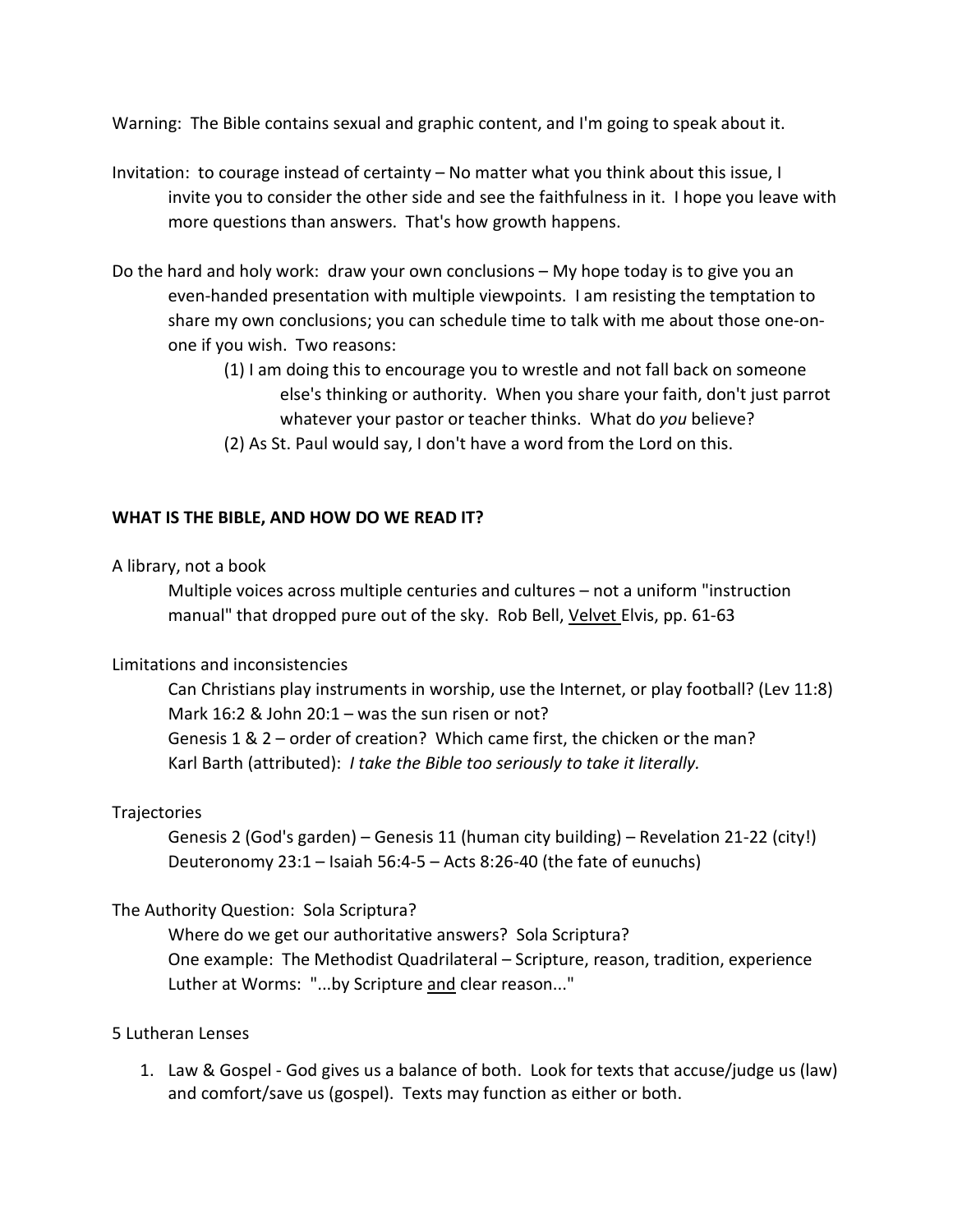Warning: The Bible contains sexual and graphic content, and I'm going to speak about it.

Invitation: to courage instead of certainty – No matter what you think about this issue, I invite you to consider the other side and see the faithfulness in it. I hope you leave with more questions than answers. That's how growth happens.

Do the hard and holy work: draw your own conclusions – My hope today is to give you an even-handed presentation with multiple viewpoints. I am resisting the temptation to share my own conclusions; you can schedule time to talk with me about those one-on-one if you wish. Two reasons:

> (1) I am doing this to encourage you to wrestle and not fall back on someone else's thinking or authority. When you share your faith, don't just parrot whatever your pastor or teacher thinks. What do *you* believe?
>
> (2) As St. Paul would say, I don't have a word from the Lord on this.

**WHAT IS THE BIBLE, AND HOW DO WE READ IT?**

A library, not a book

> Multiple voices across multiple centuries and cultures – not a uniform "instruction manual" that dropped pure out of the sky. Rob Bell, <u>Velvet</u> Elvis, pp. 61-63

Limitations and inconsistencies

> Can Christians play instruments in worship, use the Internet, or play football? (Lev 11:8)
> Mark 16:2 & John 20:1 – was the sun risen or not?
> Genesis 1 & 2 – order of creation? Which came first, the chicken or the man?
> Karl Barth (attributed): *I take the Bible too seriously to take it literally.*

Trajectories

> Genesis 2 (God's garden) – Genesis 11 (human city building) – Revelation 21-22 (city!)
> Deuteronomy 23:1 – Isaiah 56:4-5 – Acts 8:26-40 (the fate of eunuchs)

The Authority Question: Sola Scriptura?

> Where do we get our authoritative answers? Sola Scriptura?
> One example: The Methodist Quadrilateral – Scripture, reason, tradition, experience
> Luther at Worms: "...by Scripture <u>and</u> clear reason..."

5 Lutheran Lenses

1. Law & Gospel - God gives us a balance of both. Look for texts that accuse/judge us (law) and comfort/save us (gospel). Texts may function as either or both.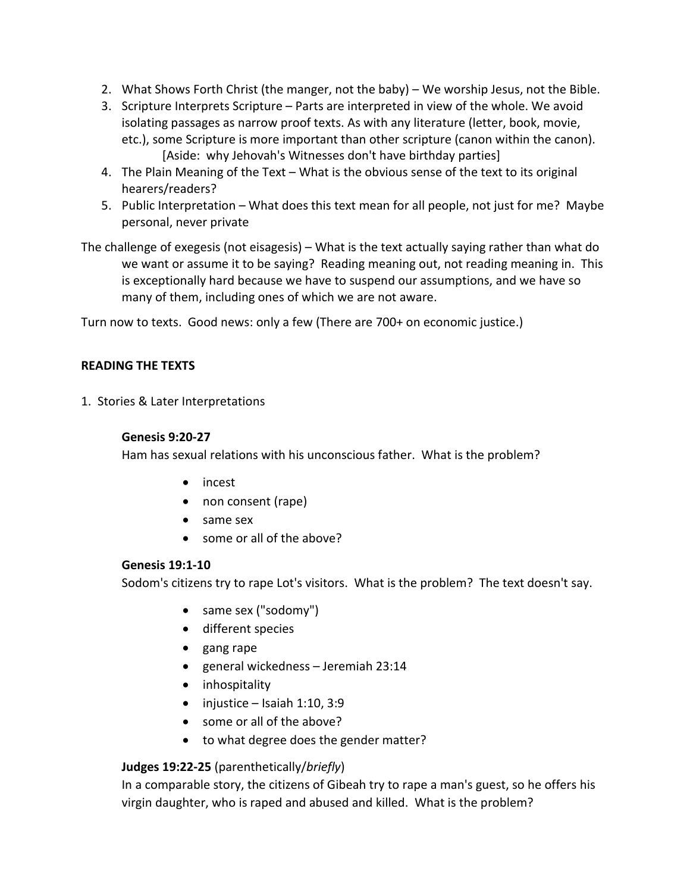2. What Shows Forth Christ (the manger, not the baby) – We worship Jesus, not the Bible.
3. Scripture Interprets Scripture – Parts are interpreted in view of the whole. We avoid isolating passages as narrow proof texts. As with any literature (letter, book, movie, etc.), some Scripture is more important than other scripture (canon within the canon).
   [Aside: why Jehovah's Witnesses don't have birthday parties]
4. The Plain Meaning of the Text – What is the obvious sense of the text to its original hearers/readers?
5. Public Interpretation – What does this text mean for all people, not just for me? Maybe personal, never private

The challenge of exegesis (not eisagesis) – What is the text actually saying rather than what do we want or assume it to be saying? Reading meaning out, not reading meaning in. This is exceptionally hard because we have to suspend our assumptions, and we have so many of them, including ones of which we are not aware.

Turn now to texts. Good news: only a few (There are 700+ on economic justice.)

**READING THE TEXTS**

1. Stories & Later Interpretations

**Genesis 9:20-27**

Ham has sexual relations with his unconscious father. What is the problem?

- incest
- non consent (rape)
- same sex
- some or all of the above?

**Genesis 19:1-10**

Sodom's citizens try to rape Lot's visitors. What is the problem? The text doesn't say.

- same sex ("sodomy")
- different species
- gang rape
- general wickedness – Jeremiah 23:14
- inhospitality
- injustice – Isaiah 1:10, 3:9
- some or all of the above?
- to what degree does the gender matter?

**Judges 19:22-25** (parenthetically/*briefly*)

In a comparable story, the citizens of Gibeah try to rape a man's guest, so he offers his virgin daughter, who is raped and abused and killed. What is the problem?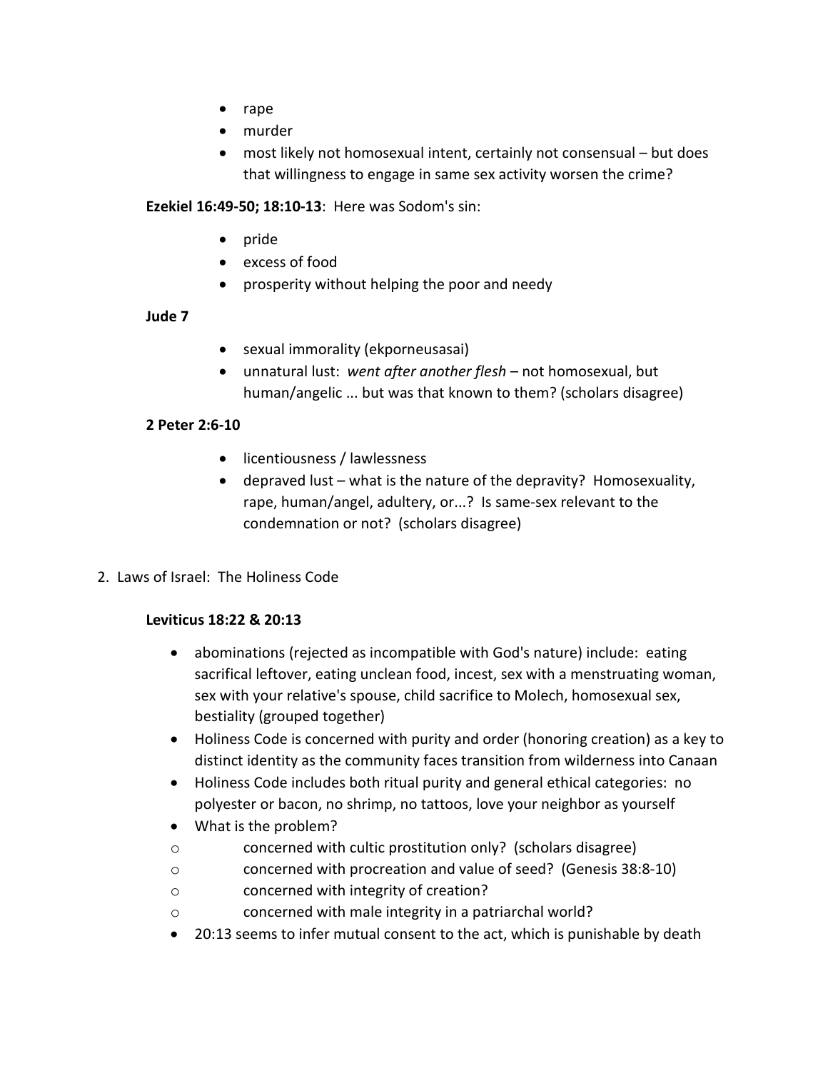- rape
- murder
- most likely not homosexual intent, certainly not consensual – but does that willingness to engage in same sex activity worsen the crime?

**Ezekiel 16:49-50; 18:10-13**: Here was Sodom's sin:

- pride
- excess of food
- prosperity without helping the poor and needy

**Jude 7**

- sexual immorality (ekporneusasai)
- unnatural lust: *went after another flesh* – not homosexual, but human/angelic ... but was that known to them? (scholars disagree)

**2 Peter 2:6-10**

- licentiousness / lawlessness
- depraved lust – what is the nature of the depravity? Homosexuality, rape, human/angel, adultery, or...? Is same-sex relevant to the condemnation or not? (scholars disagree)

2. Laws of Israel: The Holiness Code

**Leviticus 18:22 & 20:13**

- abominations (rejected as incompatible with God's nature) include: eating sacrifical leftover, eating unclean food, incest, sex with a menstruating woman, sex with your relative's spouse, child sacrifice to Molech, homosexual sex, bestiality (grouped together)
- Holiness Code is concerned with purity and order (honoring creation) as a key to distinct identity as the community faces transition from wilderness into Canaan
- Holiness Code includes both ritual purity and general ethical categories: no polyester or bacon, no shrimp, no tattoos, love your neighbor as yourself
- What is the problem?
  - concerned with cultic prostitution only? (scholars disagree)
  - concerned with procreation and value of seed? (Genesis 38:8-10)
  - concerned with integrity of creation?
  - concerned with male integrity in a patriarchal world?
- 20:13 seems to infer mutual consent to the act, which is punishable by death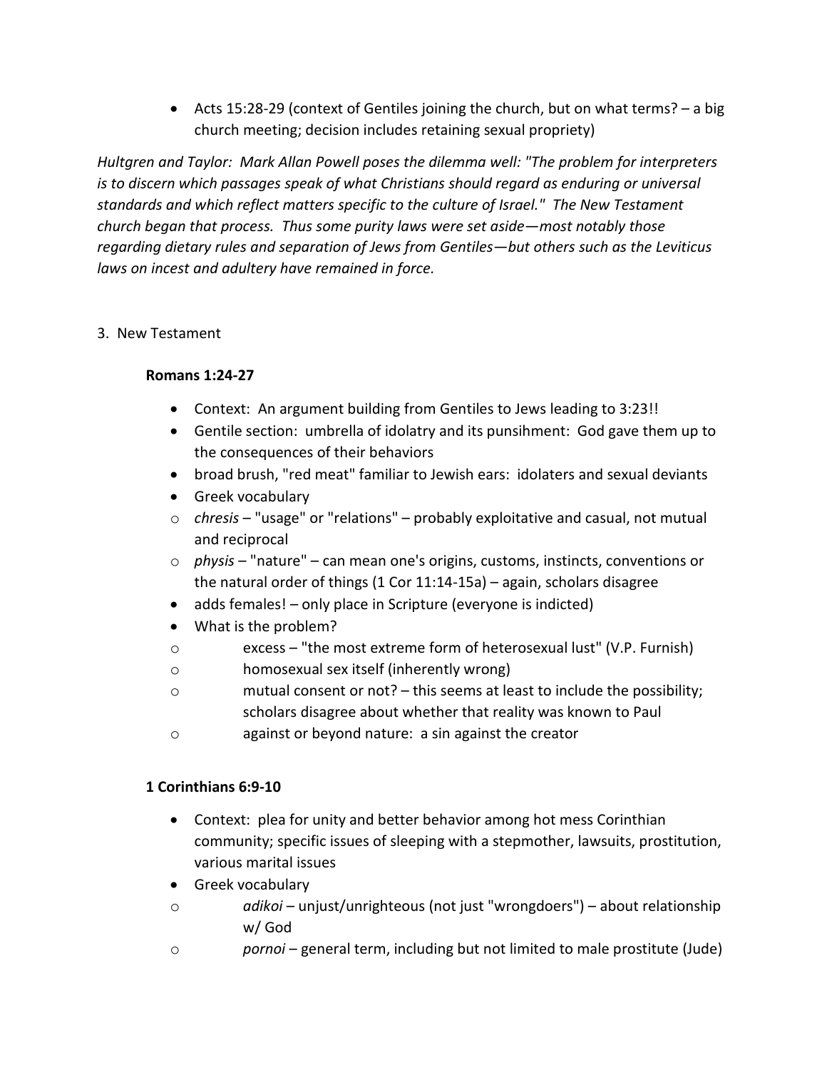- Acts 15:28-29 (context of Gentiles joining the church, but on what terms? – a big church meeting; decision includes retaining sexual propriety)

*Hultgren and Taylor: Mark Allan Powell poses the dilemma well: "The problem for interpreters is to discern which passages speak of what Christians should regard as enduring or universal standards and which reflect matters specific to the culture of Israel." The New Testament church began that process. Thus some purity laws were set aside—most notably those regarding dietary rules and separation of Jews from Gentiles—but others such as the Leviticus laws on incest and adultery have remained in force.*

3. New Testament

**Romans 1:24-27**

- Context: An argument building from Gentiles to Jews leading to 3:23!!
- Gentile section: umbrella of idolatry and its punsihment: God gave them up to the consequences of their behaviors
- broad brush, "red meat" familiar to Jewish ears: idolaters and sexual deviants
- Greek vocabulary
  - *chresis* – "usage" or "relations" – probably exploitative and casual, not mutual and reciprocal
  - *physis* – "nature" – can mean one's origins, customs, instincts, conventions or the natural order of things (1 Cor 11:14-15a) – again, scholars disagree
- adds females! – only place in Scripture (everyone is indicted)
- What is the problem?
  - excess – "the most extreme form of heterosexual lust" (V.P. Furnish)
  - homosexual sex itself (inherently wrong)
  - mutual consent or not? – this seems at least to include the possibility; scholars disagree about whether that reality was known to Paul
  - against or beyond nature: a sin against the creator

**1 Corinthians 6:9-10**

- Context: plea for unity and better behavior among hot mess Corinthian community; specific issues of sleeping with a stepmother, lawsuits, prostitution, various marital issues
- Greek vocabulary
  - *adikoi* – unjust/unrighteous (not just "wrongdoers") – about relationship w/ God
  - *pornoi* – general term, including but not limited to male prostitute (Jude)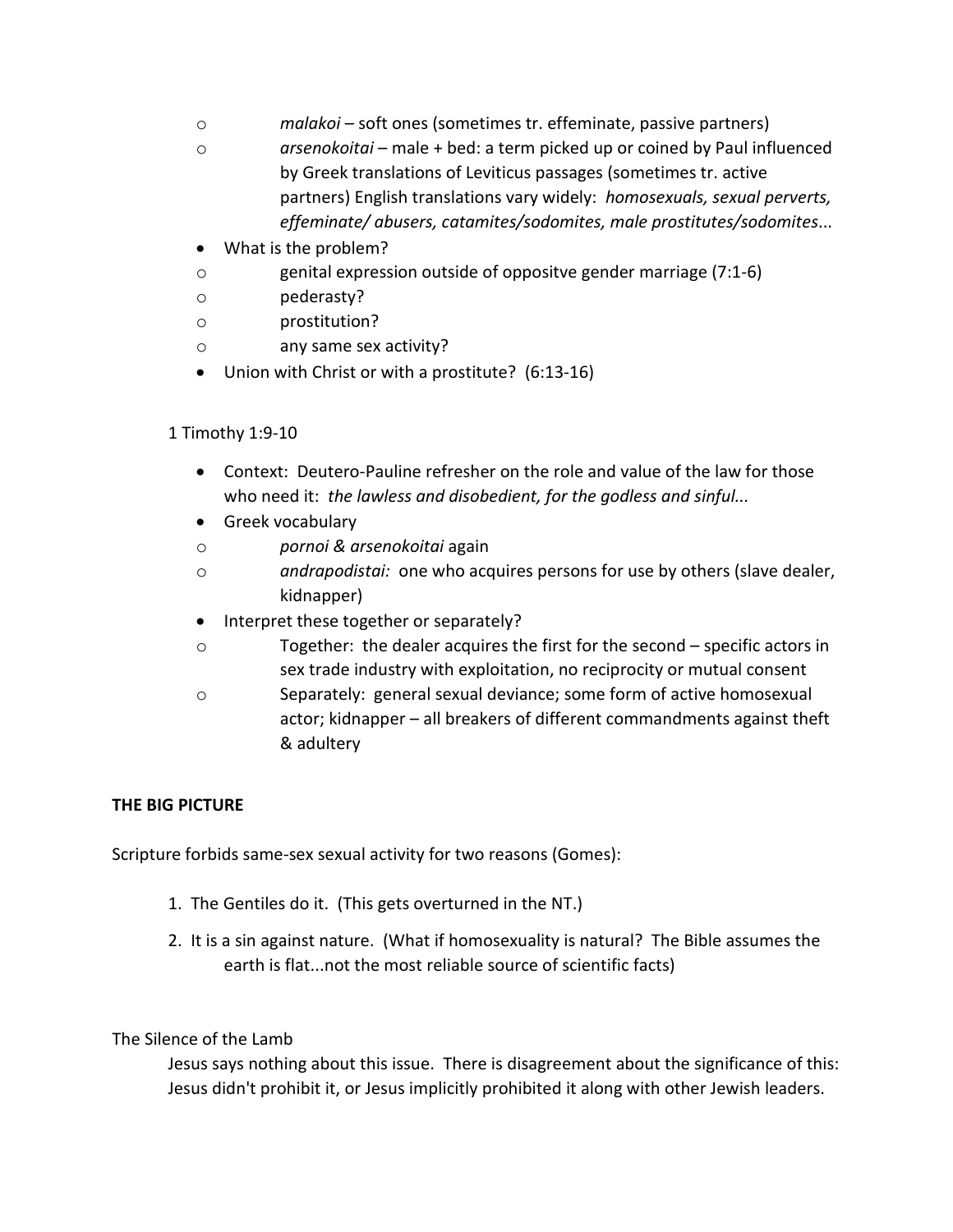- *malakoi* – soft ones (sometimes tr. effeminate, passive partners)
  - *arsenokoitai* – male + bed: a term picked up or coined by Paul influenced by Greek translations of Leviticus passages (sometimes tr. active partners) English translations vary widely: *homosexuals, sexual perverts, effeminate/ abusers, catamites/sodomites, male prostitutes/sodomites*...
- What is the problem?
  - genital expression outside of oppositve gender marriage (7:1-6)
  - pederasty?
  - prostitution?
  - any same sex activity?
- Union with Christ or with a prostitute? (6:13-16)

1 Timothy 1:9-10

- Context: Deutero-Pauline refresher on the role and value of the law for those who need it: *the lawless and disobedient, for the godless and sinful...*
- Greek vocabulary
  - *pornoi & arsenokoitai* again
  - *andrapodistai:* one who acquires persons for use by others (slave dealer, kidnapper)
- Interpret these together or separately?
  - Together: the dealer acquires the first for the second – specific actors in sex trade industry with exploitation, no reciprocity or mutual consent
  - Separately: general sexual deviance; some form of active homosexual actor; kidnapper – all breakers of different commandments against theft & adultery

**THE BIG PICTURE**

Scripture forbids same-sex sexual activity for two reasons (Gomes):

1. The Gentiles do it. (This gets overturned in the NT.)
2. It is a sin against nature. (What if homosexuality is natural? The Bible assumes the earth is flat...not the most reliable source of scientific facts)

The Silence of the Lamb

Jesus says nothing about this issue. There is disagreement about the significance of this: Jesus didn't prohibit it, or Jesus implicitly prohibited it along with other Jewish leaders.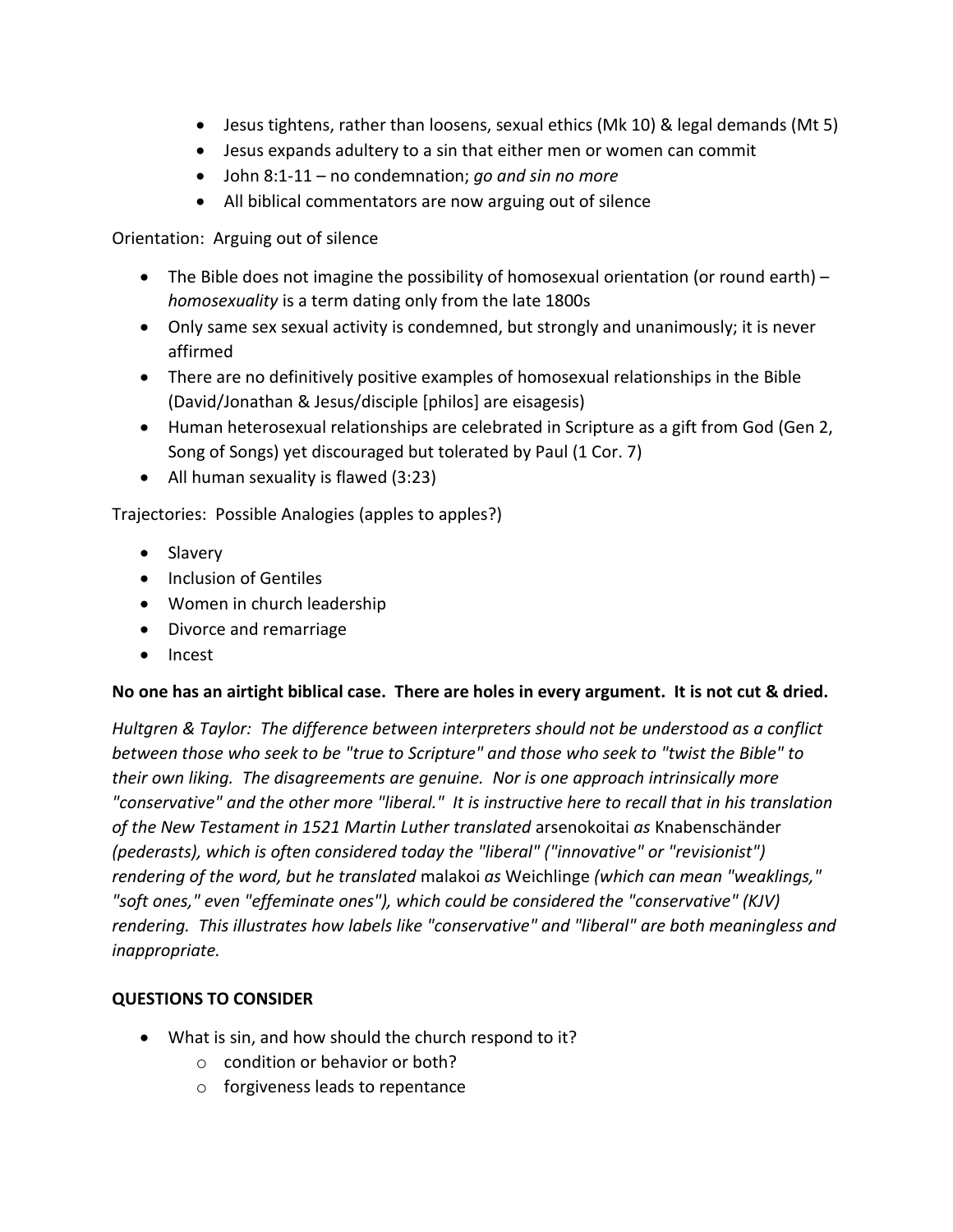- Jesus tightens, rather than loosens, sexual ethics (Mk 10) & legal demands (Mt 5)
- Jesus expands adultery to a sin that either men or women can commit
- John 8:1-11 – no condemnation; *go and sin no more*
- All biblical commentators are now arguing out of silence

Orientation: Arguing out of silence

- The Bible does not imagine the possibility of homosexual orientation (or round earth) – *homosexuality* is a term dating only from the late 1800s
- Only same sex sexual activity is condemned, but strongly and unanimously; it is never affirmed
- There are no definitively positive examples of homosexual relationships in the Bible (David/Jonathan & Jesus/disciple [philos] are eisagesis)
- Human heterosexual relationships are celebrated in Scripture as a gift from God (Gen 2, Song of Songs) yet discouraged but tolerated by Paul (1 Cor. 7)
- All human sexuality is flawed (3:23)

Trajectories: Possible Analogies (apples to apples?)

- Slavery
- Inclusion of Gentiles
- Women in church leadership
- Divorce and remarriage
- Incest

**No one has an airtight biblical case. There are holes in every argument. It is not cut & dried.**

*Hultgren & Taylor: The difference between interpreters should not be understood as a conflict between those who seek to be "true to Scripture" and those who seek to "twist the Bible" to their own liking. The disagreements are genuine. Nor is one approach intrinsically more "conservative" and the other more "liberal." It is instructive here to recall that in his translation of the New Testament in 1521 Martin Luther translated* arsenokoitai *as* Knabenschänder *(pederasts), which is often considered today the "liberal" ("innovative" or "revisionist") rendering of the word, but he translated* malakoi *as* Weichlinge *(which can mean "weaklings," "soft ones," even "effeminate ones"), which could be considered the "conservative" (KJV) rendering. This illustrates how labels like "conservative" and "liberal" are both meaningless and inappropriate.*

**QUESTIONS TO CONSIDER**

- What is sin, and how should the church respond to it?
  - condition or behavior or both?
  - forgiveness leads to repentance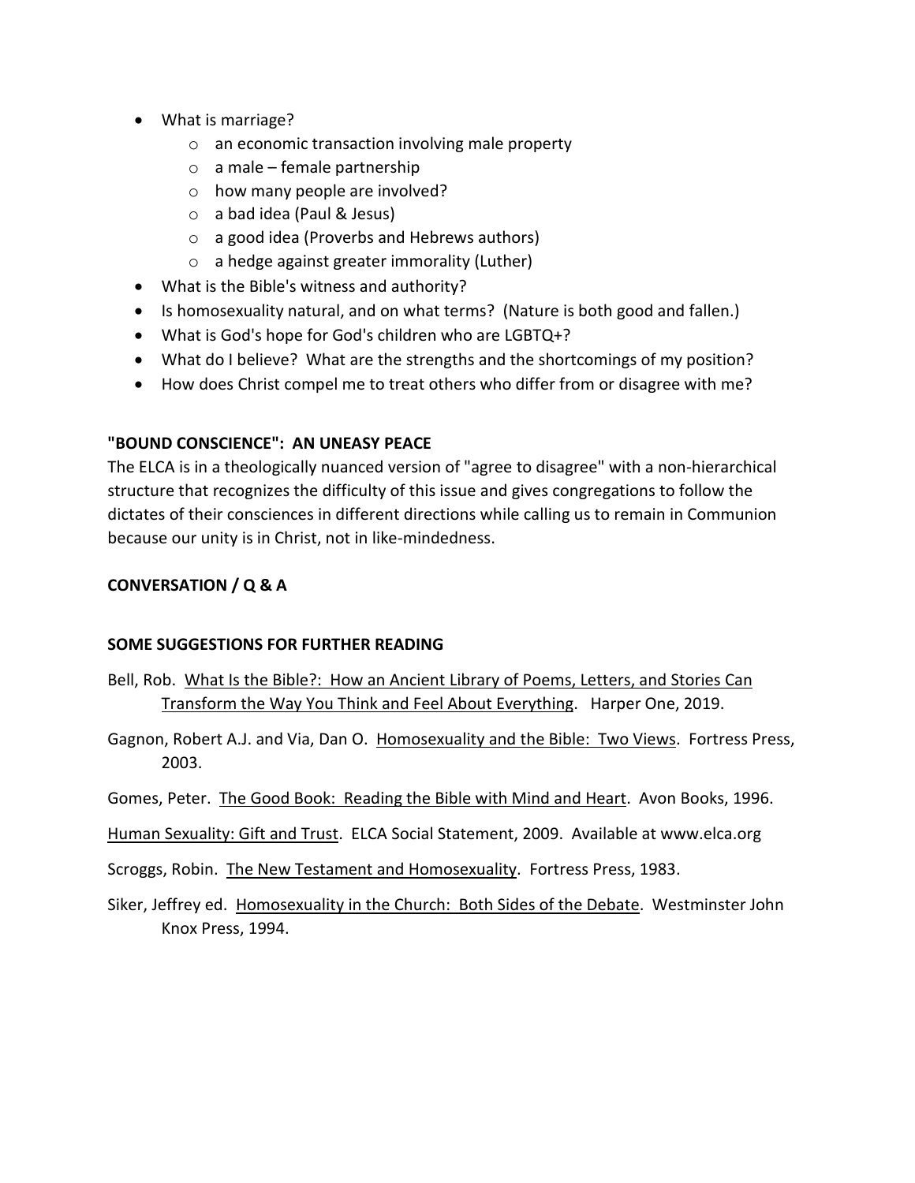- What is marriage?
    - an economic transaction involving male property
    - a male – female partnership
    - how many people are involved?
    - a bad idea (Paul & Jesus)
    - a good idea (Proverbs and Hebrews authors)
    - a hedge against greater immorality (Luther)
- What is the Bible's witness and authority?
- Is homosexuality natural, and on what terms? (Nature is both good and fallen.)
- What is God's hope for God's children who are LGBTQ+?
- What do I believe? What are the strengths and the shortcomings of my position?
- How does Christ compel me to treat others who differ from or disagree with me?

**"BOUND CONSCIENCE": AN UNEASY PEACE**

The ELCA is in a theologically nuanced version of "agree to disagree" with a non-hierarchical structure that recognizes the difficulty of this issue and gives congregations to follow the dictates of their consciences in different directions while calling us to remain in Communion because our unity is in Christ, not in like-mindedness.

**CONVERSATION / Q & A**

**SOME SUGGESTIONS FOR FURTHER READING**

Bell, Rob. What Is the Bible?: How an Ancient Library of Poems, Letters, and Stories Can Transform the Way You Think and Feel About Everything. Harper One, 2019.

Gagnon, Robert A.J. and Via, Dan O. Homosexuality and the Bible: Two Views. Fortress Press, 2003.

Gomes, Peter. The Good Book: Reading the Bible with Mind and Heart. Avon Books, 1996.

Human Sexuality: Gift and Trust. ELCA Social Statement, 2009. Available at www.elca.org

Scroggs, Robin. The New Testament and Homosexuality. Fortress Press, 1983.

Siker, Jeffrey ed. Homosexuality in the Church: Both Sides of the Debate. Westminster John Knox Press, 1994.